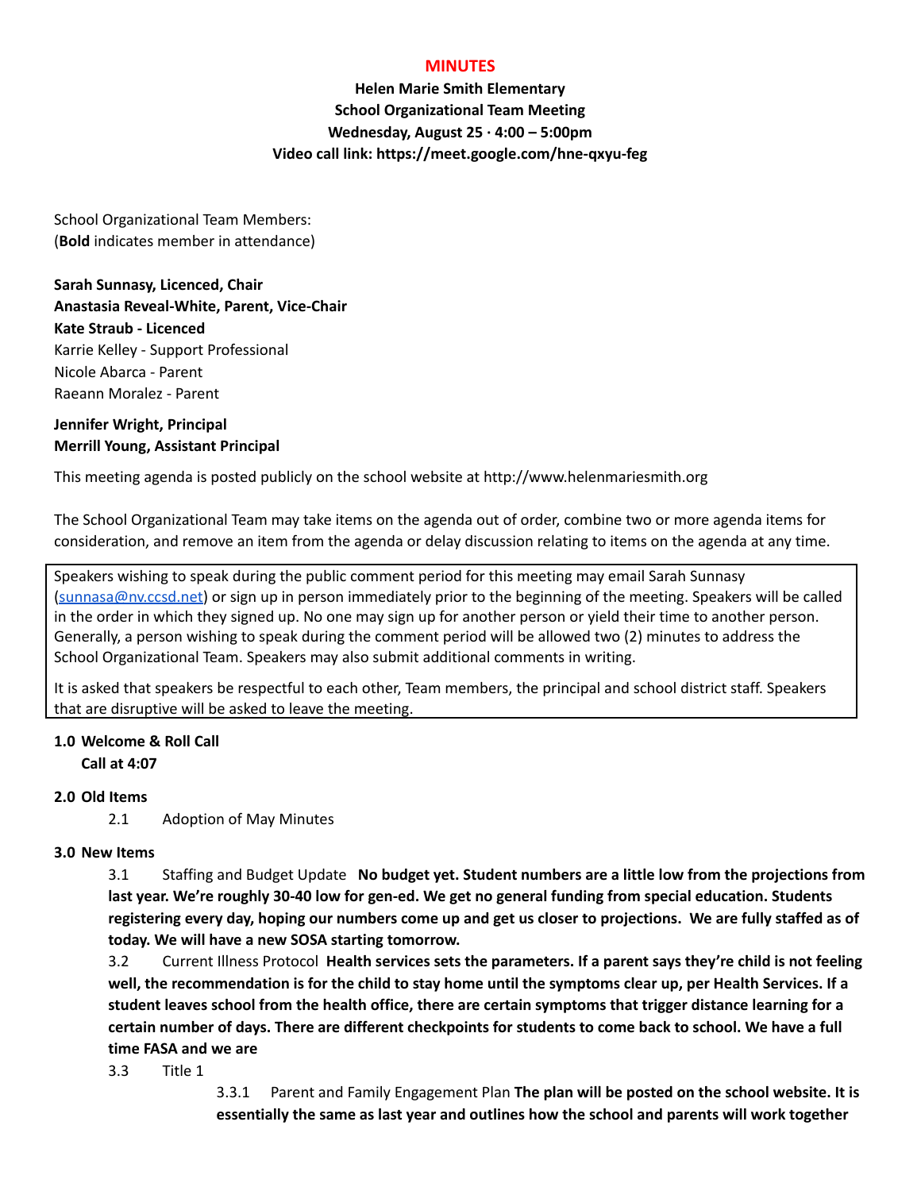# MINUTES

**Helen Marie Smith Elementary**
**School Organizational Team Meeting**
**Wednesday, August 25 · 4:00 – 5:00pm**
**Video call link: https://meet.google.com/hne-qxyu-feg**

School Organizational Team Members:
(**Bold** indicates member in attendance)

**Sarah Sunnasy, Licenced, Chair**
**Anastasia Reveal-White, Parent, Vice-Chair**
**Kate Straub - Licenced**
Karrie Kelley - Support Professional
Nicole Abarca - Parent
Raeann Moralez - Parent

**Jennifer Wright, Principal**
**Merrill Young, Assistant Principal**

This meeting agenda is posted publicly on the school website at http://www.helenmariesmith.org

The School Organizational Team may take items on the agenda out of order, combine two or more agenda items for consideration, and remove an item from the agenda or delay discussion relating to items on the agenda at any time.

Speakers wishing to speak during the public comment period for this meeting may email Sarah Sunnasy (sunnasa@nv.ccsd.net) or sign up in person immediately prior to the beginning of the meeting. Speakers will be called in the order in which they signed up. No one may sign up for another person or yield their time to another person. Generally, a person wishing to speak during the comment period will be allowed two (2) minutes to address the School Organizational Team. Speakers may also submit additional comments in writing.

It is asked that speakers be respectful to each other, Team members, the principal and school district staff. Speakers that are disruptive will be asked to leave the meeting.

**1.0 Welcome & Roll Call**
**Call at 4:07**

**2.0 Old Items**

2.1 Adoption of May Minutes

**3.0 New Items**

3.1 Staffing and Budget Update **No budget yet. Student numbers are a little low from the projections from last year. We're roughly 30-40 low for gen-ed. We get no general funding from special education. Students registering every day, hoping our numbers come up and get us closer to projections. We are fully staffed as of today. We will have a new SOSA starting tomorrow.**

3.2 Current Illness Protocol **Health services sets the parameters. If a parent says they're child is not feeling well, the recommendation is for the child to stay home until the symptoms clear up, per Health Services. If a student leaves school from the health office, there are certain symptoms that trigger distance learning for a certain number of days. There are different checkpoints for students to come back to school. We have a full time FASA and we are**

3.3 Title 1

3.3.1 Parent and Family Engagement Plan **The plan will be posted on the school website. It is essentially the same as last year and outlines how the school and parents will work together**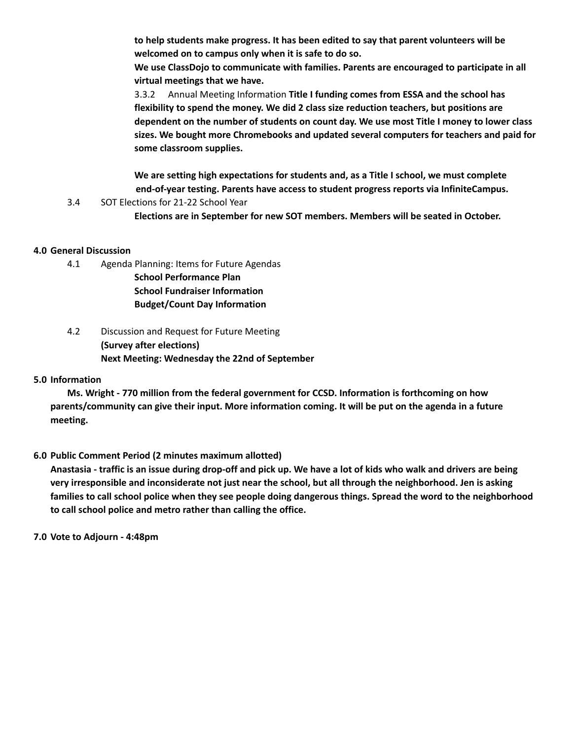**to help students make progress. It has been edited to say that parent volunteers will be welcomed on to campus only when it is safe to do so.**

**We use ClassDojo to communicate with families. Parents are encouraged to participate in all virtual meetings that we have.**

3.3.2 Annual Meeting Information **Title I funding comes from ESSA and the school has flexibility to spend the money. We did 2 class size reduction teachers, but positions are dependent on the number of students on count day. We use most Title I money to lower class sizes. We bought more Chromebooks and updated several computers for teachers and paid for some classroom supplies.**

**We are setting high expectations for students and, as a Title I school, we must complete end-of-year testing. Parents have access to student progress reports via InfiniteCampus.**

3.4 SOT Elections for 21-22 School Year

**Elections are in September for new SOT members. Members will be seated in October.**

**4.0 General Discussion**

4.1 Agenda Planning: Items for Future Agendas

**School Performance Plan**
**School Fundraiser Information**
**Budget/Count Day Information**

4.2 Discussion and Request for Future Meeting

**(Survey after elections)**
**Next Meeting: Wednesday the 22nd of September**

**5.0 Information**

**Ms. Wright - 770 million from the federal government for CCSD. Information is forthcoming on how parents/community can give their input. More information coming. It will be put on the agenda in a future meeting.**

**6.0 Public Comment Period (2 minutes maximum allotted)**

**Anastasia - traffic is an issue during drop-off and pick up. We have a lot of kids who walk and drivers are being very irresponsible and inconsiderate not just near the school, but all through the neighborhood. Jen is asking families to call school police when they see people doing dangerous things. Spread the word to the neighborhood to call school police and metro rather than calling the office.**

**7.0 Vote to Adjourn - 4:48pm**